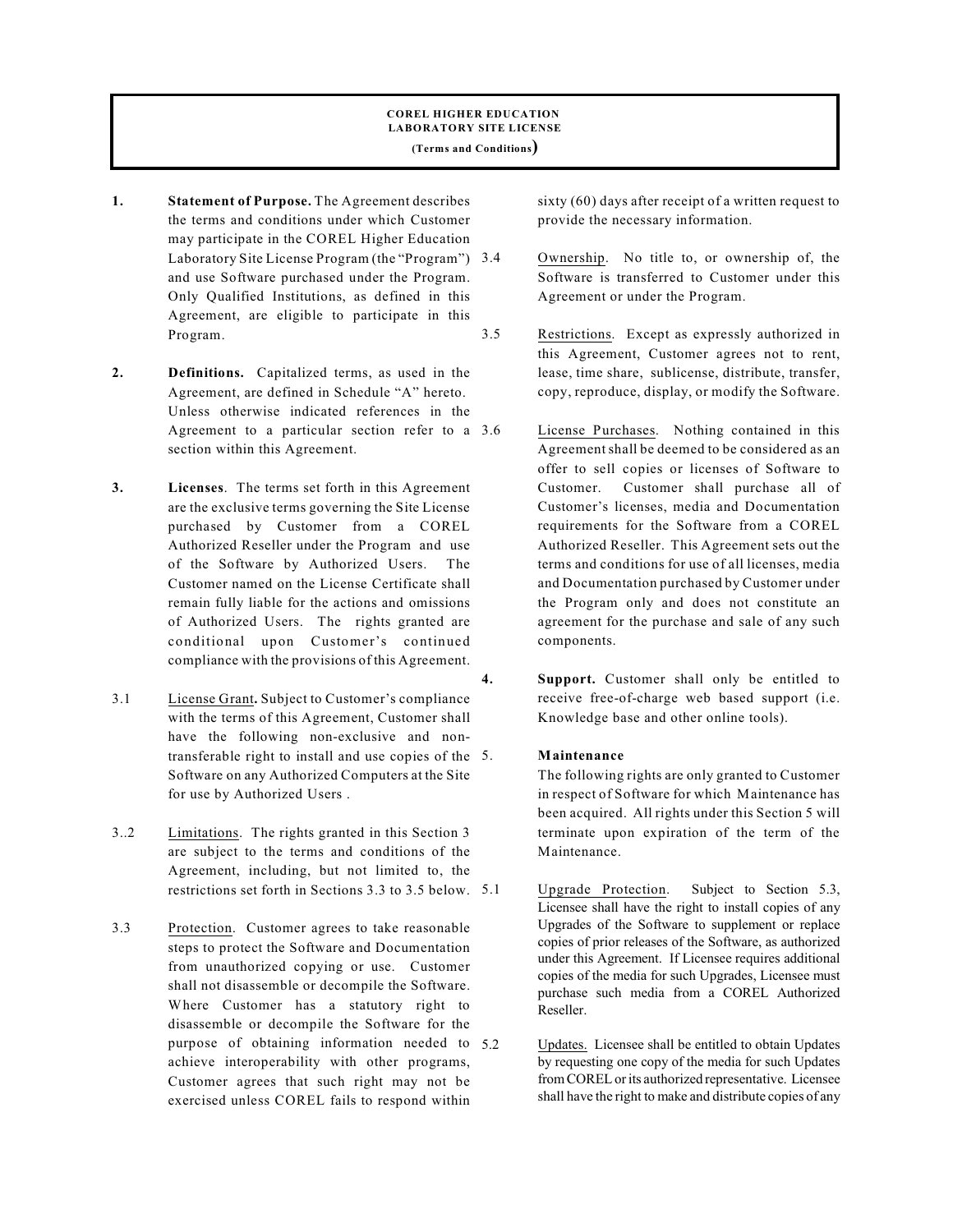**COREL HIGHER EDUCATION LABORATORY SITE LICENSE**

**(Terms and Conditions)**

**1. Statement of Purpose.** The Agreement describes the terms and conditions under which Customer may participate in the COREL Higher Education Laboratory Site License Program (the "Program") and use Software purchased under the Program. Only Qualified Institutions, as defined in this Agreement, are eligible to participate in this Program.

**2. Definitions.** Capitalized terms, as used in the Agreement, are defined in Schedule "A" hereto. Unless otherwise indicated references in the Agreement to a particular section refer to a section within this Agreement.

**3. Licenses**. The terms set forth in this Agreement are the exclusive terms governing the Site License purchased by Customer from a COREL Authorized Reseller under the Program and use of the Software by Authorized Users. The Customer named on the License Certificate shall remain fully liable for the actions and omissions of Authorized Users. The rights granted are conditional upon Customer's continued compliance with the provisions of this Agreement.

3.1 License Grant**.** Subject to Customer's compliance with the terms of this Agreement, Customer shall have the following non-exclusive and non-transferable right to install and use copies of the Software on any Authorized Computers at the Site for use by Authorized Users .

3..2 Limitations. The rights granted in this Section 3 are subject to the terms and conditions of the Agreement, including, but not limited to, the restrictions set forth in Sections 3.3 to 3.5 below.

3.3 Protection. Customer agrees to take reasonable steps to protect the Software and Documentation from unauthorized copying or use. Customer shall not disassemble or decompile the Software. Where Customer has a statutory right to disassemble or decompile the Software for the purpose of obtaining information needed to achieve interoperability with other programs, Customer agrees that such right may not be exercised unless COREL fails to respond within sixty (60) days after receipt of a written request to provide the necessary information.

3.4 Ownership. No title to, or ownership of, the Software is transferred to Customer under this Agreement or under the Program.

3.5 Restrictions. Except as expressly authorized in this Agreement, Customer agrees not to rent, lease, time share, sublicense, distribute, transfer, copy, reproduce, display, or modify the Software.

3.6 License Purchases. Nothing contained in this Agreement shall be deemed to be considered as an offer to sell copies or licenses of Software to Customer. Customer shall purchase all of Customer's licenses, media and Documentation requirements for the Software from a COREL Authorized Reseller. This Agreement sets out the terms and conditions for use of all licenses, media and Documentation purchased by Customer under the Program only and does not constitute an agreement for the purchase and sale of any such components.

**4. Support.** Customer shall only be entitled to receive free-of-charge web based support (i.e. Knowledge base and other online tools).

**5. Maintenance**

The following rights are only granted to Customer in respect of Software for which Maintenance has been acquired. All rights under this Section 5 will terminate upon expiration of the term of the Maintenance.

5.1 Upgrade Protection. Subject to Section 5.3, Licensee shall have the right to install copies of any Upgrades of the Software to supplement or replace copies of prior releases of the Software, as authorized under this Agreement. If Licensee requires additional copies of the media for such Upgrades, Licensee must purchase such media from a COREL Authorized Reseller.

5.2 Updates. Licensee shall be entitled to obtain Updates by requesting one copy of the media for such Updates from COREL or its authorized representative. Licensee shall have the right to make and distribute copies of any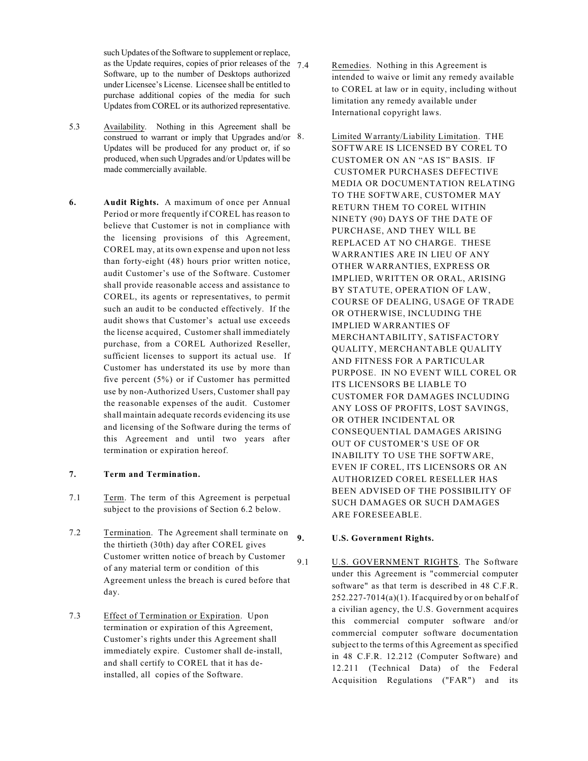such Updates of the Software to supplement or replace, as the Update requires, copies of prior releases of the Software, up to the number of Desktops authorized under Licensee's License. Licensee shall be entitled to purchase additional copies of the media for such Updates from COREL or its authorized representative.

5.3 Availability. Nothing in this Agreement shall be construed to warrant or imply that Upgrades and/or Updates will be produced for any product or, if so produced, when such Upgrades and/or Updates will be made commercially available.

**6. Audit Rights.** A maximum of once per Annual Period or more frequently if COREL has reason to believe that Customer is not in compliance with the licensing provisions of this Agreement, COREL may, at its own expense and upon not less than forty-eight (48) hours prior written notice, audit Customer's use of the Software. Customer shall provide reasonable access and assistance to COREL, its agents or representatives, to permit such an audit to be conducted effectively. If the audit shows that Customer's actual use exceeds the license acquired, Customer shall immediately purchase, from a COREL Authorized Reseller, sufficient licenses to support its actual use. If Customer has understated its use by more than five percent (5%) or if Customer has permitted use by non-Authorized Users, Customer shall pay the reasonable expenses of the audit. Customer shall maintain adequate records evidencing its use and licensing of the Software during the terms of this Agreement and until two years after termination or expiration hereof.

**7. Term and Termination.**

7.1 Term. The term of this Agreement is perpetual subject to the provisions of Section 6.2 below.

7.2 Termination. The Agreement shall terminate on the thirtieth (30th) day after COREL gives Customer written notice of breach by Customer of any material term or condition of this Agreement unless the breach is cured before that day.

7.3 Effect of Termination or Expiration. Upon termination or expiration of this Agreement, Customer's rights under this Agreement shall immediately expire. Customer shall de-install, and shall certify to COREL that it has de-installed, all copies of the Software.

7.4 Remedies. Nothing in this Agreement is intended to waive or limit any remedy available to COREL at law or in equity, including without limitation any remedy available under International copyright laws.

8. Limited Warranty/Liability Limitation. THE SOFTWARE IS LICENSED BY COREL TO CUSTOMER ON AN "AS IS" BASIS. IF CUSTOMER PURCHASES DEFECTIVE MEDIA OR DOCUMENTATION RELATING TO THE SOFTWARE, CUSTOMER MAY RETURN THEM TO COREL WITHIN NINETY (90) DAYS OF THE DATE OF PURCHASE, AND THEY WILL BE REPLACED AT NO CHARGE. THESE WARRANTIES ARE IN LIEU OF ANY OTHER WARRANTIES, EXPRESS OR IMPLIED, WRITTEN OR ORAL, ARISING BY STATUTE, OPERATION OF LAW, COURSE OF DEALING, USAGE OF TRADE OR OTHERWISE, INCLUDING THE IMPLIED WARRANTIES OF MERCHANTABILITY, SATISFACTORY QUALITY, MERCHANTABLE QUALITY AND FITNESS FOR A PARTICULAR PURPOSE. IN NO EVENT WILL COREL OR ITS LICENSORS BE LIABLE TO CUSTOMER FOR DAMAGES INCLUDING ANY LOSS OF PROFITS, LOST SAVINGS, OR OTHER INCIDENTAL OR CONSEQUENTIAL DAMAGES ARISING OUT OF CUSTOMER'S USE OF OR INABILITY TO USE THE SOFTWARE, EVEN IF COREL, ITS LICENSORS OR AN AUTHORIZED COREL RESELLER HAS BEEN ADVISED OF THE POSSIBILITY OF SUCH DAMAGES OR SUCH DAMAGES ARE FORESEEABLE.

**9. U.S. Government Rights.**

9.1 U.S. GOVERNMENT RIGHTS. The Software under this Agreement is "commercial computer software" as that term is described in 48 C.F.R. 252.227-7014(a)(1). If acquired by or on behalf of a civilian agency, the U.S. Government acquires this commercial computer software and/or commercial computer software documentation subject to the terms of this Agreement as specified in 48 C.F.R. 12.212 (Computer Software) and 12.211 (Technical Data) of the Federal Acquisition Regulations ("FAR") and its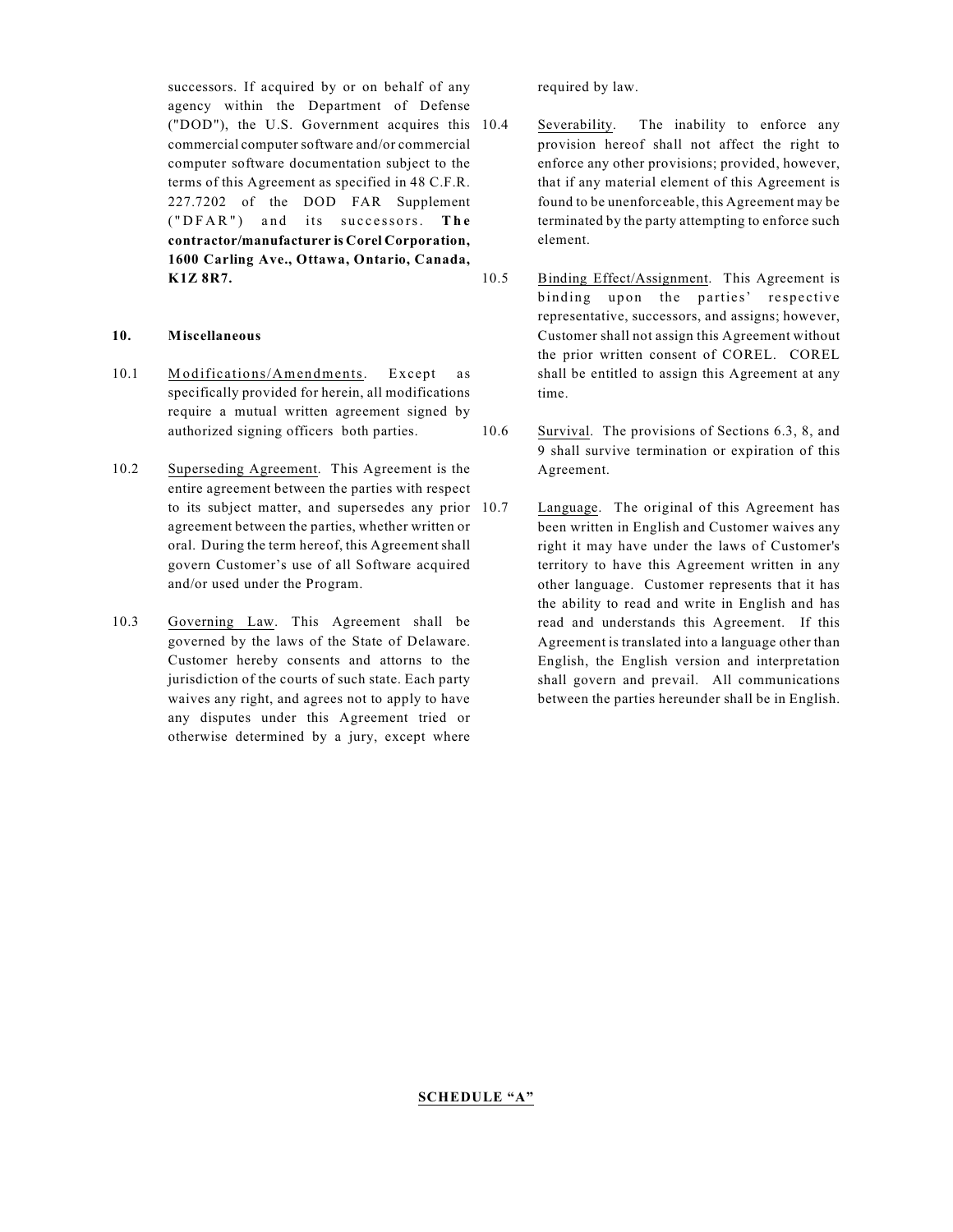successors. If acquired by or on behalf of any agency within the Department of Defense ("DOD"), the U.S. Government acquires this commercial computer software and/or commercial computer software documentation subject to the terms of this Agreement as specified in 48 C.F.R. 227.7202 of the DOD FAR Supplement ("DFAR") and its successors. **The contractor/manufacturer is Corel Corporation, 1600 Carling Ave., Ottawa, Ontario, Canada, K1Z 8R7.**

## 10. Miscellaneous

10.1 Modifications/Amendments. Except as specifically provided for herein, all modifications require a mutual written agreement signed by authorized signing officers both parties.

10.2 Superseding Agreement. This Agreement is the entire agreement between the parties with respect to its subject matter, and supersedes any prior agreement between the parties, whether written or oral. During the term hereof, this Agreement shall govern Customer's use of all Software acquired and/or used under the Program.

10.3 Governing Law. This Agreement shall be governed by the laws of the State of Delaware. Customer hereby consents and attorns to the jurisdiction of the courts of such state. Each party waives any right, and agrees not to apply to have any disputes under this Agreement tried or otherwise determined by a jury, except where required by law.

10.4 Severability. The inability to enforce any provision hereof shall not affect the right to enforce any other provisions; provided, however, that if any material element of this Agreement is found to be unenforceable, this Agreement may be terminated by the party attempting to enforce such element.

10.5 Binding Effect/Assignment. This Agreement is binding upon the parties' respective representative, successors, and assigns; however, Customer shall not assign this Agreement without the prior written consent of COREL. COREL shall be entitled to assign this Agreement at any time.

10.6 Survival. The provisions of Sections 6.3, 8, and 9 shall survive termination or expiration of this Agreement.

10.7 Language. The original of this Agreement has been written in English and Customer waives any right it may have under the laws of Customer's territory to have this Agreement written in any other language. Customer represents that it has the ability to read and write in English and has read and understands this Agreement. If this Agreement is translated into a language other than English, the English version and interpretation shall govern and prevail. All communications between the parties hereunder shall be in English.

**SCHEDULE "A"**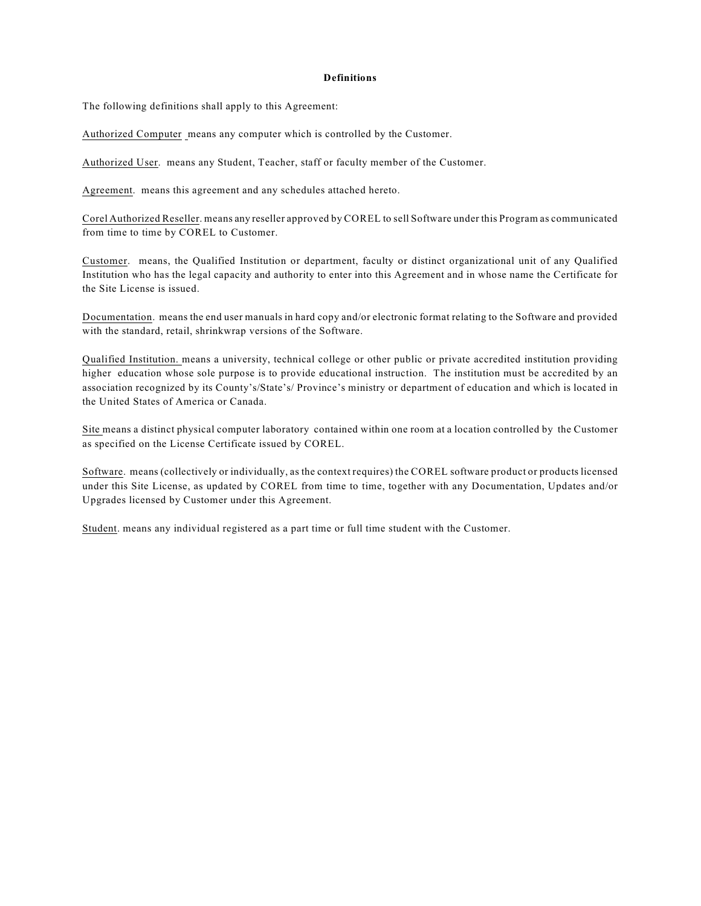**Definitions**

The following definitions shall apply to this Agreement:

Authorized Computer means any computer which is controlled by the Customer.

Authorized User. means any Student, Teacher, staff or faculty member of the Customer.

Agreement. means this agreement and any schedules attached hereto.

Corel Authorized Reseller. means any reseller approved by COREL to sell Software under this Program as communicated from time to time by COREL to Customer.

Customer. means, the Qualified Institution or department, faculty or distinct organizational unit of any Qualified Institution who has the legal capacity and authority to enter into this Agreement and in whose name the Certificate for the Site License is issued.

Documentation. means the end user manuals in hard copy and/or electronic format relating to the Software and provided with the standard, retail, shrinkwrap versions of the Software.

Qualified Institution. means a university, technical college or other public or private accredited institution providing higher education whose sole purpose is to provide educational instruction. The institution must be accredited by an association recognized by its County's/State's/ Province's ministry or department of education and which is located in the United States of America or Canada.

Site means a distinct physical computer laboratory contained within one room at a location controlled by the Customer as specified on the License Certificate issued by COREL.

Software. means (collectively or individually, as the context requires) the COREL software product or products licensed under this Site License, as updated by COREL from time to time, together with any Documentation, Updates and/or Upgrades licensed by Customer under this Agreement.

Student. means any individual registered as a part time or full time student with the Customer.